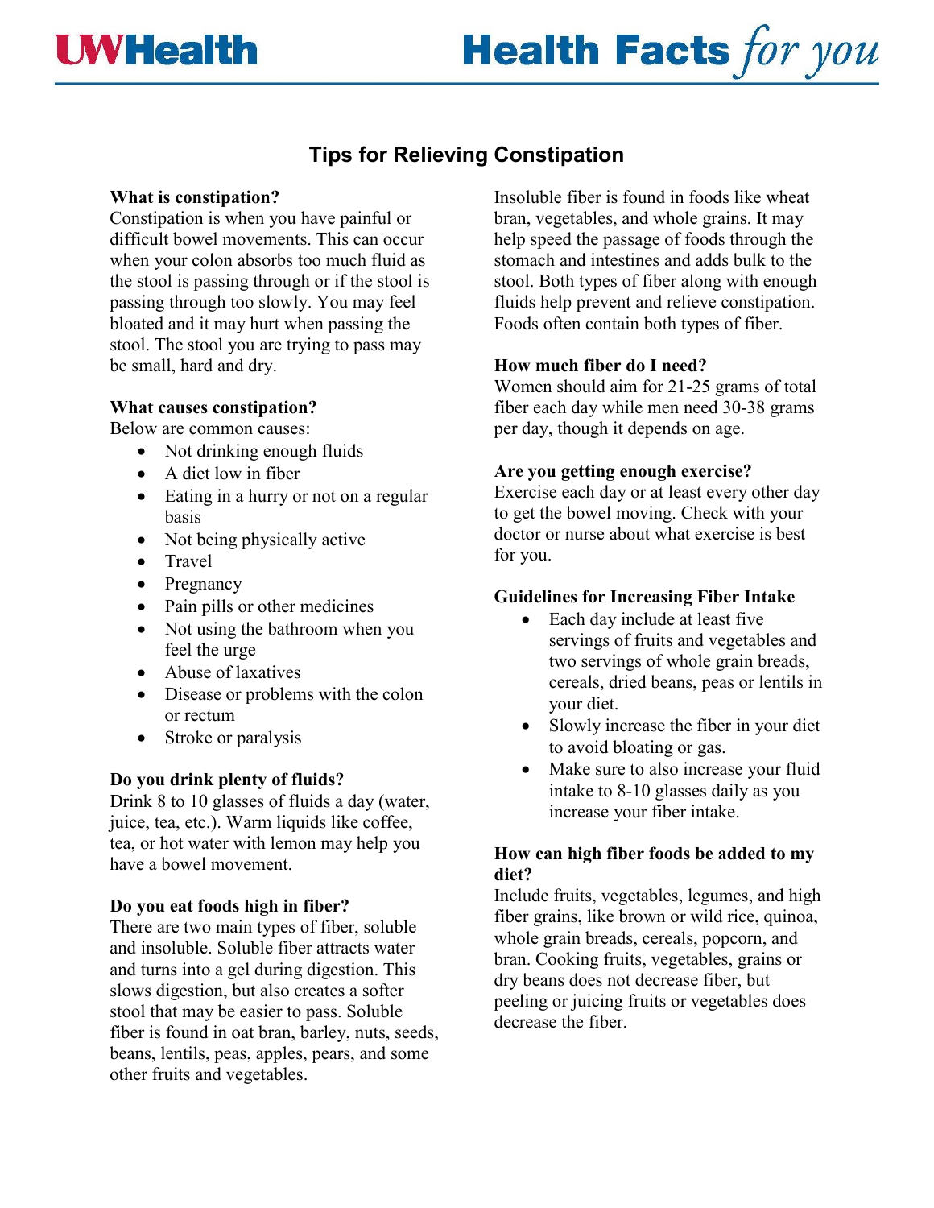# Tips for Relieving Constipation

## What is constipation?

Constipation is when you have painful or difficult bowel movements. This can occur when your colon absorbs too much fluid as the stool is passing through or if the stool is passing through too slowly. You may feel bloated and it may hurt when passing the stool. The stool you are trying to pass may be small, hard and dry.

## What causes constipation?

Below are common causes:

- Not drinking enough fluids
- A diet low in fiber
- Eating in a hurry or not on a regular basis
- Not being physically active
- Travel
- Pregnancy
- Pain pills or other medicines
- Not using the bathroom when you feel the urge
- Abuse of laxatives
- Disease or problems with the colon or rectum
- Stroke or paralysis

## Do you drink plenty of fluids?

Drink 8 to 10 glasses of fluids a day (water, juice, tea, etc.). Warm liquids like coffee, tea, or hot water with lemon may help you have a bowel movement.

## Do you eat foods high in fiber?

There are two main types of fiber, soluble and insoluble. Soluble fiber attracts water and turns into a gel during digestion. This slows digestion, but also creates a softer stool that may be easier to pass. Soluble fiber is found in oat bran, barley, nuts, seeds, beans, lentils, peas, apples, pears, and some other fruits and vegetables.

Insoluble fiber is found in foods like wheat bran, vegetables, and whole grains. It may help speed the passage of foods through the stomach and intestines and adds bulk to the stool. Both types of fiber along with enough fluids help prevent and relieve constipation. Foods often contain both types of fiber.

## How much fiber do I need?

Women should aim for 21-25 grams of total fiber each day while men need 30-38 grams per day, though it depends on age.

## Are you getting enough exercise?

Exercise each day or at least every other day to get the bowel moving. Check with your doctor or nurse about what exercise is best for you.

## Guidelines for Increasing Fiber Intake

- Each day include at least five servings of fruits and vegetables and two servings of whole grain breads, cereals, dried beans, peas or lentils in your diet.
- Slowly increase the fiber in your diet to avoid bloating or gas.
- Make sure to also increase your fluid intake to 8-10 glasses daily as you increase your fiber intake.

## How can high fiber foods be added to my diet?

Include fruits, vegetables, legumes, and high fiber grains, like brown or wild rice, quinoa, whole grain breads, cereals, popcorn, and bran. Cooking fruits, vegetables, grains or dry beans does not decrease fiber, but peeling or juicing fruits or vegetables does decrease the fiber.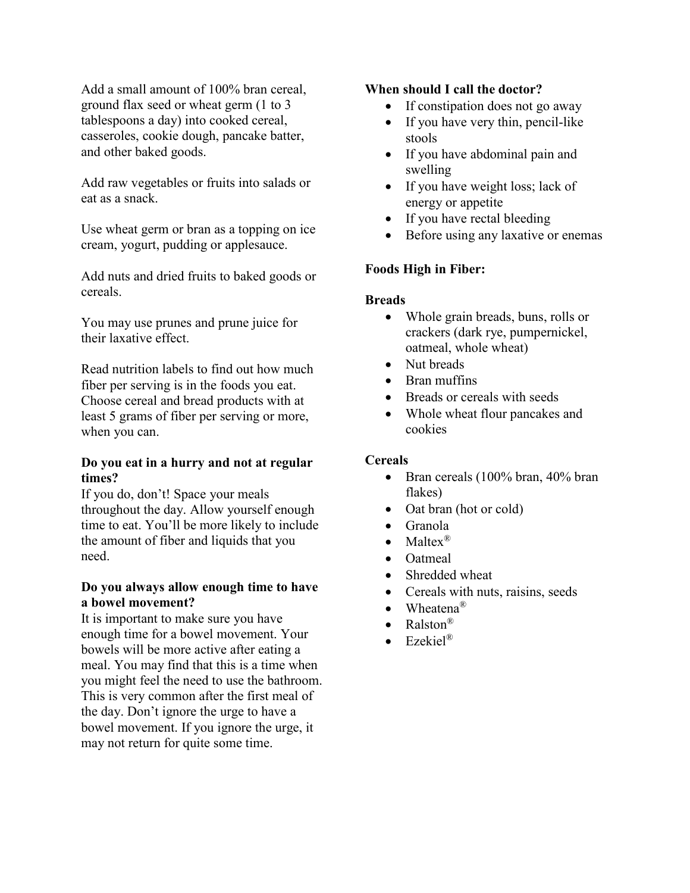Add a small amount of 100% bran cereal, ground flax seed or wheat germ (1 to 3 tablespoons a day) into cooked cereal, casseroles, cookie dough, pancake batter, and other baked goods.

Add raw vegetables or fruits into salads or eat as a snack.

Use wheat germ or bran as a topping on ice cream, yogurt, pudding or applesauce.

Add nuts and dried fruits to baked goods or cereals.

You may use prunes and prune juice for their laxative effect.

Read nutrition labels to find out how much fiber per serving is in the foods you eat. Choose cereal and bread products with at least 5 grams of fiber per serving or more, when you can.

**Do you eat in a hurry and not at regular times?**

If you do, don't! Space your meals throughout the day. Allow yourself enough time to eat. You'll be more likely to include the amount of fiber and liquids that you need.

**Do you always allow enough time to have a bowel movement?**

It is important to make sure you have enough time for a bowel movement. Your bowels will be more active after eating a meal. You may find that this is a time when you might feel the need to use the bathroom. This is very common after the first meal of the day. Don't ignore the urge to have a bowel movement. If you ignore the urge, it may not return for quite some time.

**When should I call the doctor?**

- If constipation does not go away
- If you have very thin, pencil-like stools
- If you have abdominal pain and swelling
- If you have weight loss; lack of energy or appetite
- If you have rectal bleeding
- Before using any laxative or enemas

**Foods High in Fiber:**

**Breads**

- Whole grain breads, buns, rolls or crackers (dark rye, pumpernickel, oatmeal, whole wheat)
- Nut breads
- Bran muffins
- Breads or cereals with seeds
- Whole wheat flour pancakes and cookies

**Cereals**

- Bran cereals (100% bran, 40% bran flakes)
- Oat bran (hot or cold)
- Granola
- Maltex®
- Oatmeal
- Shredded wheat
- Cereals with nuts, raisins, seeds
- Wheatena®
- Ralston®
- Ezekiel®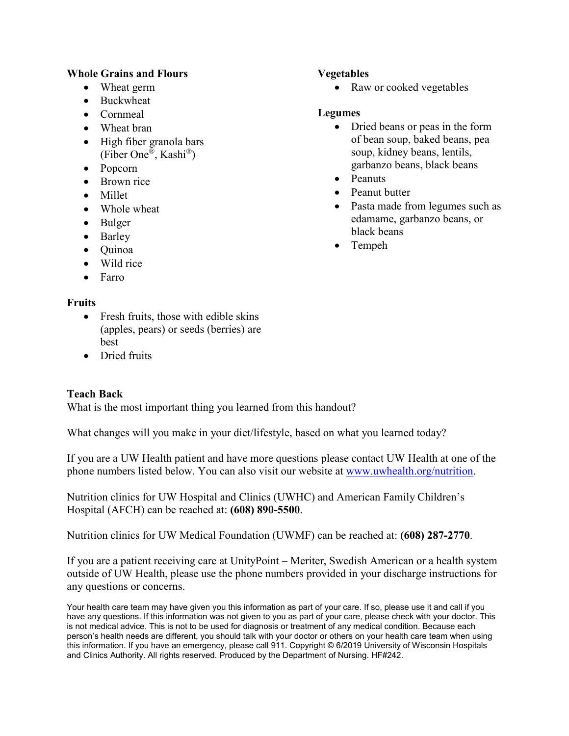**Whole Grains and Flours**

- Wheat germ
- Buckwheat
- Cornmeal
- Wheat bran
- High fiber granola bars (Fiber One®, Kashi®)
- Popcorn
- Brown rice
- Millet
- Whole wheat
- Bulger
- Barley
- Quinoa
- Wild rice
- Farro

**Fruits**

- Fresh fruits, those with edible skins (apples, pears) or seeds (berries) are best
- Dried fruits

**Vegetables**

- Raw or cooked vegetables

**Legumes**

- Dried beans or peas in the form of bean soup, baked beans, pea soup, kidney beans, lentils, garbanzo beans, black beans
- Peanuts
- Peanut butter
- Pasta made from legumes such as edamame, garbanzo beans, or black beans
- Tempeh

**Teach Back**

What is the most important thing you learned from this handout?

What changes will you make in your diet/lifestyle, based on what you learned today?

If you are a UW Health patient and have more questions please contact UW Health at one of the phone numbers listed below. You can also visit our website at www.uwhealth.org/nutrition.

Nutrition clinics for UW Hospital and Clinics (UWHC) and American Family Children's Hospital (AFCH) can be reached at: **(608) 890-5500**.

Nutrition clinics for UW Medical Foundation (UWMF) can be reached at: **(608) 287-2770**.

If you are a patient receiving care at UnityPoint – Meriter, Swedish American or a health system outside of UW Health, please use the phone numbers provided in your discharge instructions for any questions or concerns.

Your health care team may have given you this information as part of your care. If so, please use it and call if you have any questions. If this information was not given to you as part of your care, please check with your doctor. This is not medical advice. This is not to be used for diagnosis or treatment of any medical condition. Because each person's health needs are different, you should talk with your doctor or others on your health care team when using this information. If you have an emergency, please call 911. Copyright © 6/2019 University of Wisconsin Hospitals and Clinics Authority. All rights reserved. Produced by the Department of Nursing. HF#242.